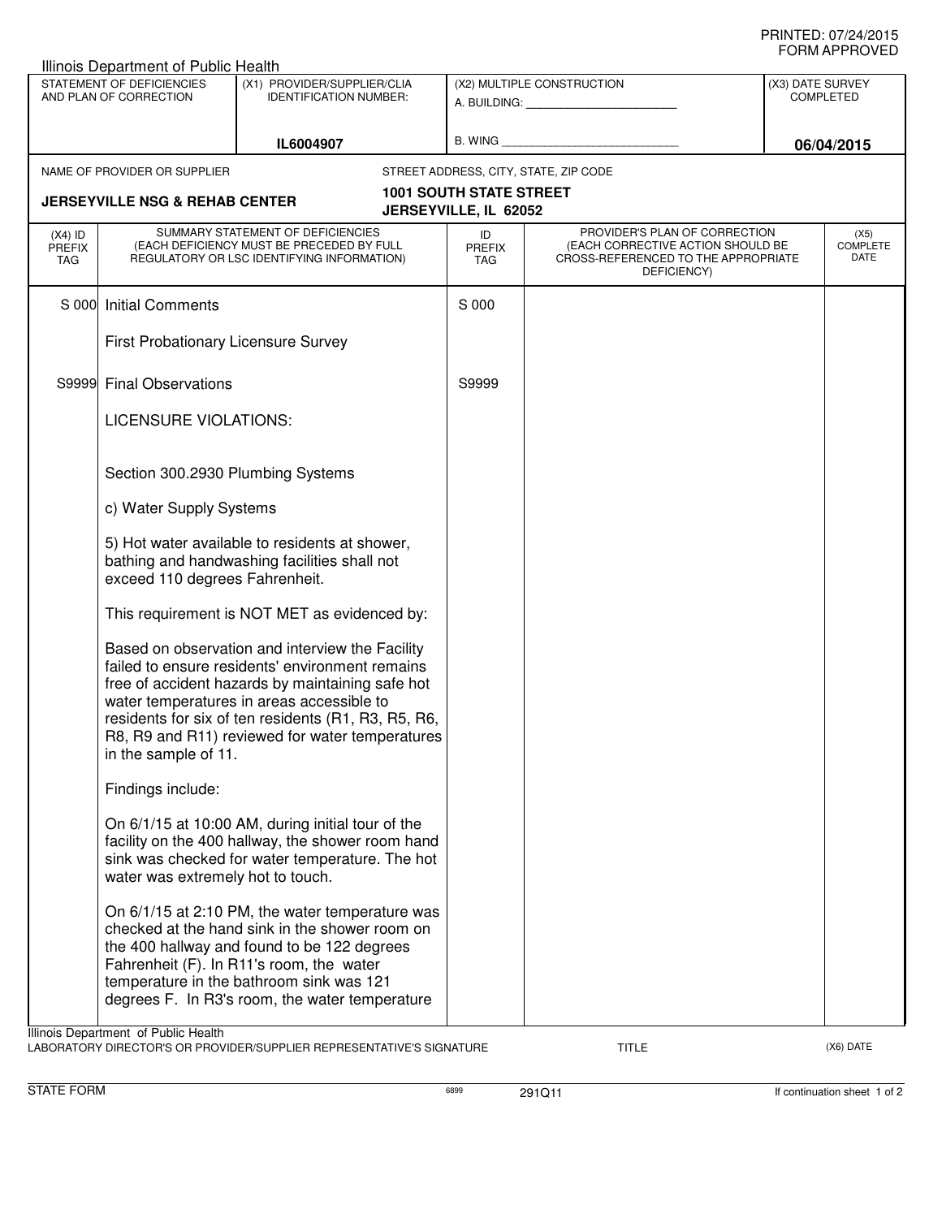PRINTED: 07/24/2015
FORM APPROVED

Illinois Department of Public Health

| STATEMENT OF DEFICIENCIES AND PLAN OF CORRECTION | (X1) PROVIDER/SUPPLIER/CLIA IDENTIFICATION NUMBER: | (X2) MULTIPLE CONSTRUCTION | (X3) DATE SURVEY COMPLETED |
|---|---|---|---|
| | IL6004907 | A. BUILDING: ______ B. WING ______ | 06/04/2015 |

NAME OF PROVIDER OR SUPPLIER: **JERSEYVILLE NSG & REHAB CENTER**

STREET ADDRESS, CITY, STATE, ZIP CODE: **1001 SOUTH STATE STREET, JERSEYVILLE, IL 62052**

| (X4) ID PREFIX TAG | SUMMARY STATEMENT OF DEFICIENCIES (EACH DEFICIENCY MUST BE PRECEDED BY FULL REGULATORY OR LSC IDENTIFYING INFORMATION) | ID PREFIX TAG | PROVIDER'S PLAN OF CORRECTION (EACH CORRECTIVE ACTION SHOULD BE CROSS-REFERENCED TO THE APPROPRIATE DEFICIENCY) | (X5) COMPLETE DATE |
|---|---|---|---|---|
| S 000 | Initial Comments<br><br>First Probationary Licensure Survey | S 000 | | |
| S9999 | Final Observations<br><br>LICENSURE VIOLATIONS:<br><br>Section 300.2930 Plumbing Systems<br><br>c) Water Supply Systems<br><br>5) Hot water available to residents at shower, bathing and handwashing facilities shall not exceed 110 degrees Fahrenheit.<br><br>This requirement is NOT MET as evidenced by:<br><br>Based on observation and interview the Facility failed to ensure residents' environment remains free of accident hazards by maintaining safe hot water temperatures in areas accessible to residents for six of ten residents (R1, R3, R5, R6, R8, R9 and R11) reviewed for water temperatures in the sample of 11.<br><br>Findings include:<br><br>On 6/1/15 at 10:00 AM, during initial tour of the facility on the 400 hallway, the shower room hand sink was checked for water temperature. The hot water was extremely hot to touch.<br><br>On 6/1/15 at 2:10 PM, the water temperature was checked at the hand sink in the shower room on the 400 hallway and found to be 122 degrees Fahrenheit (F). In R11's room, the water temperature in the bathroom sink was 121 degrees F. In R3's room, the water temperature | S9999 | | |

Illinois Department of Public Health
LABORATORY DIRECTOR'S OR PROVIDER/SUPPLIER REPRESENTATIVE'S SIGNATURE    TITLE    (X6) DATE

STATE FORM    6899    291Q11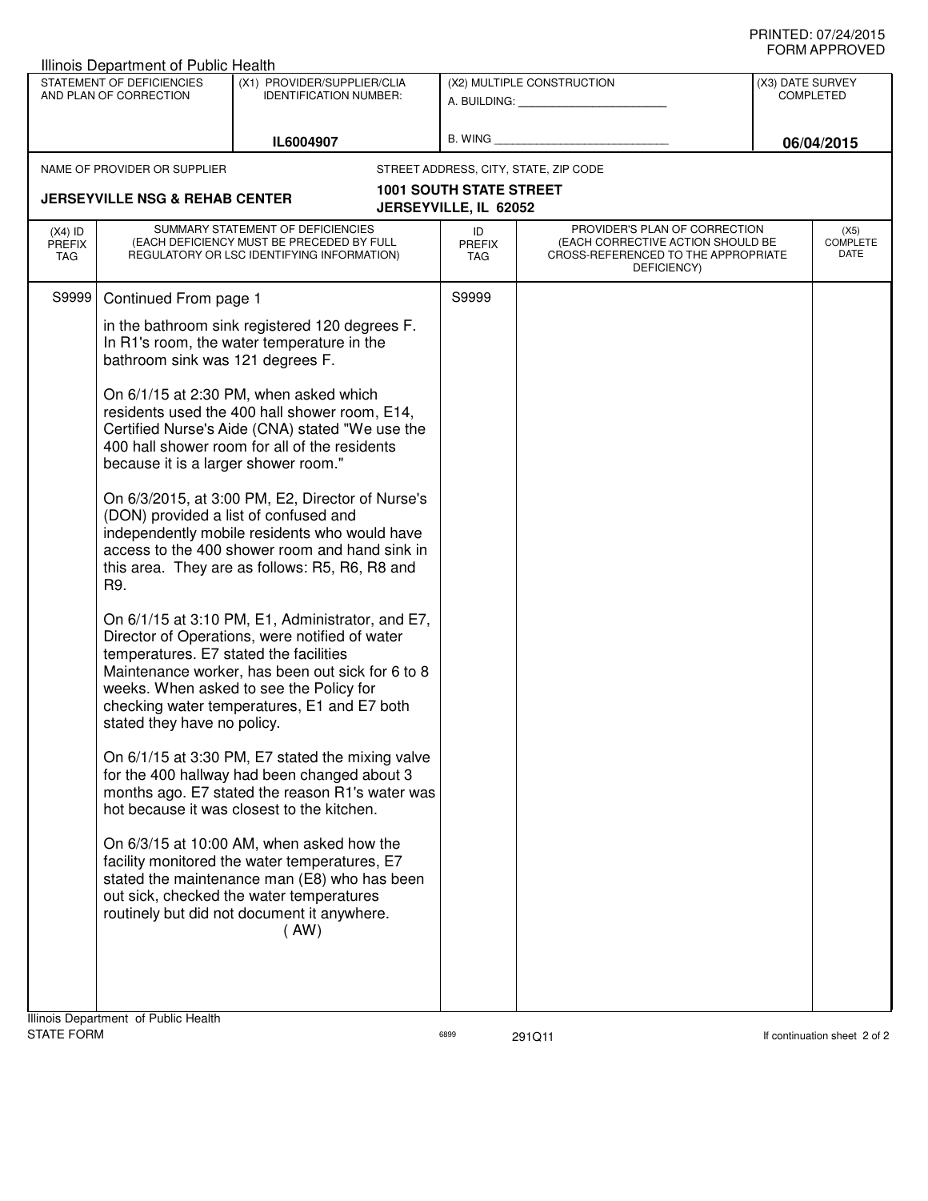PRINTED: 07/24/2015
FORM APPROVED

Illinois Department of Public Health

| STATEMENT OF DEFICIENCIES AND PLAN OF CORRECTION | (X1) PROVIDER/SUPPLIER/CLIA IDENTIFICATION NUMBER: | (X2) MULTIPLE CONSTRUCTION | (X3) DATE SURVEY COMPLETED |
|---|---|---|---|
| | IL6004907 | A. BUILDING: ______ B. WING ______ | 06/04/2015 |

NAME OF PROVIDER OR SUPPLIER: **JERSEYVILLE NSG & REHAB CENTER**

STREET ADDRESS, CITY, STATE, ZIP CODE: **1001 SOUTH STATE STREET, JERSEYVILLE, IL 62052**

| (X4) ID PREFIX TAG | SUMMARY STATEMENT OF DEFICIENCIES (EACH DEFICIENCY MUST BE PRECEDED BY FULL REGULATORY OR LSC IDENTIFYING INFORMATION) | ID PREFIX TAG | PROVIDER'S PLAN OF CORRECTION (EACH CORRECTIVE ACTION SHOULD BE CROSS-REFERENCED TO THE APPROPRIATE DEFICIENCY) | (X5) COMPLETE DATE |
|---|---|---|---|---|
| S9999 | Continued From page 1 | S9999 | | |

in the bathroom sink registered 120 degrees F. In R1's room, the water temperature in the bathroom sink was 121 degrees F.

On 6/1/15 at 2:30 PM, when asked which residents used the 400 hall shower room, E14, Certified Nurse's Aide (CNA) stated "We use the 400 hall shower room for all of the residents because it is a larger shower room."

On 6/3/2015, at 3:00 PM, E2, Director of Nurse's (DON) provided a list of confused and independently mobile residents who would have access to the 400 shower room and hand sink in this area. They are as follows: R5, R6, R8 and R9.

On 6/1/15 at 3:10 PM, E1, Administrator, and E7, Director of Operations, were notified of water temperatures. E7 stated the facilities Maintenance worker, has been out sick for 6 to 8 weeks. When asked to see the Policy for checking water temperatures, E1 and E7 both stated they have no policy.

On 6/1/15 at 3:30 PM, E7 stated the mixing valve for the 400 hallway had been changed about 3 months ago. E7 stated the reason R1's water was hot because it was closest to the kitchen.

On 6/3/15 at 10:00 AM, when asked how the facility monitored the water temperatures, E7 stated the maintenance man (E8) who has been out sick, checked the water temperatures routinely but did not document it anywhere.

( AW)

Illinois Department of Public Health
STATE FORM 6899 291Q11